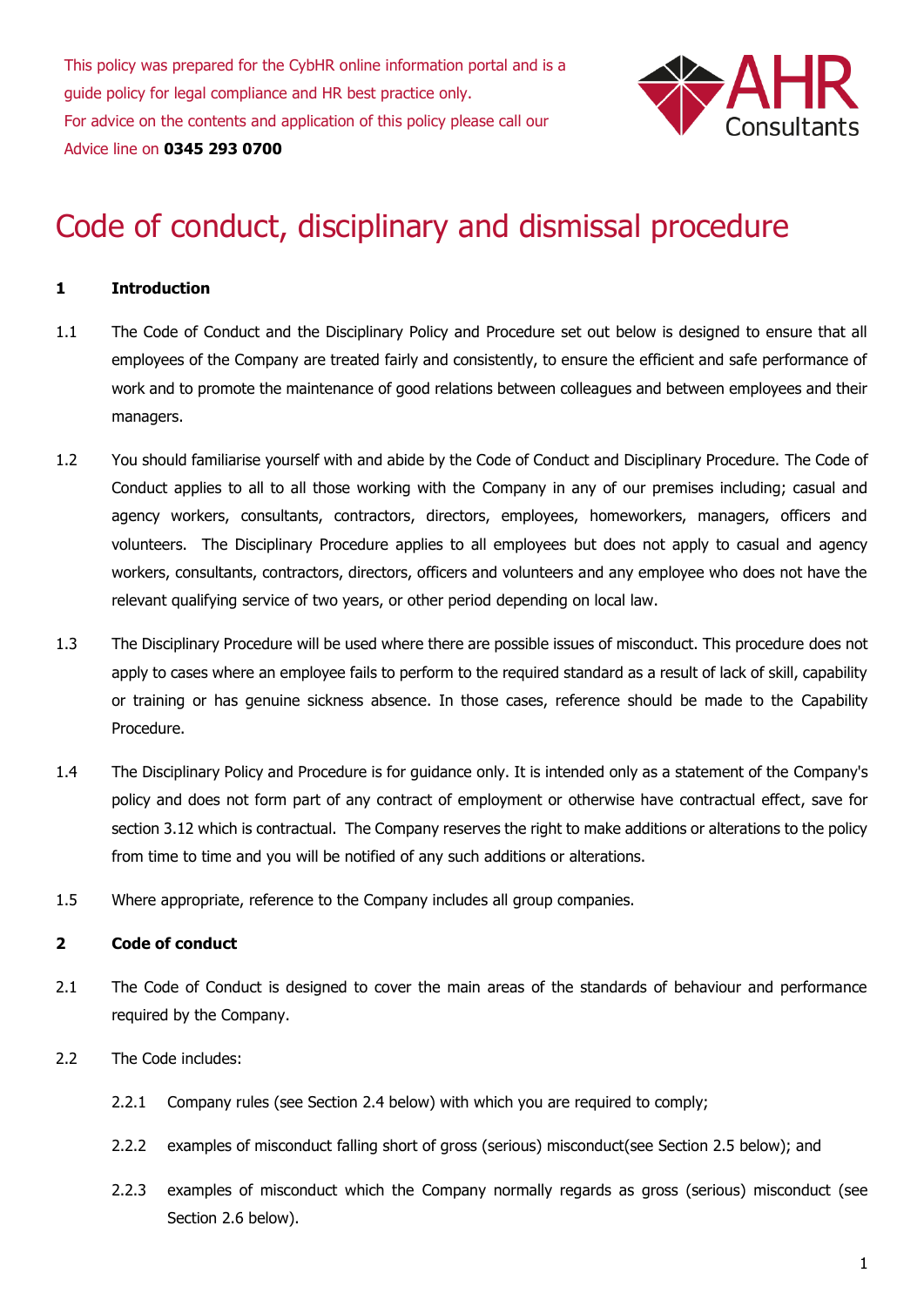This policy was prepared for the CybHR online information portal and is a guide policy for legal compliance and HR best practice only.
For advice on the contents and application of this policy please call our Advice line on **0345 293 0700**

AHR Consultants

# Code of conduct, disciplinary and dismissal procedure

**1 Introduction**

1.1 The Code of Conduct and the Disciplinary Policy and Procedure set out below is designed to ensure that all employees of the Company are treated fairly and consistently, to ensure the efficient and safe performance of work and to promote the maintenance of good relations between colleagues and between employees and their managers.

1.2 You should familiarise yourself with and abide by the Code of Conduct and Disciplinary Procedure. The Code of Conduct applies to all to all those working with the Company in any of our premises including; casual and agency workers, consultants, contractors, directors, employees, homeworkers, managers, officers and volunteers. The Disciplinary Procedure applies to all employees but does not apply to casual and agency workers, consultants, contractors, directors, officers and volunteers and any employee who does not have the relevant qualifying service of two years, or other period depending on local law.

1.3 The Disciplinary Procedure will be used where there are possible issues of misconduct. This procedure does not apply to cases where an employee fails to perform to the required standard as a result of lack of skill, capability or training or has genuine sickness absence. In those cases, reference should be made to the Capability Procedure.

1.4 The Disciplinary Policy and Procedure is for guidance only. It is intended only as a statement of the Company's policy and does not form part of any contract of employment or otherwise have contractual effect, save for section 3.12 which is contractual. The Company reserves the right to make additions or alterations to the policy from time to time and you will be notified of any such additions or alterations.

1.5 Where appropriate, reference to the Company includes all group companies.

**2 Code of conduct**

2.1 The Code of Conduct is designed to cover the main areas of the standards of behaviour and performance required by the Company.

2.2 The Code includes:

2.2.1 Company rules (see Section 2.4 below) with which you are required to comply;

2.2.2 examples of misconduct falling short of gross (serious) misconduct(see Section 2.5 below); and

2.2.3 examples of misconduct which the Company normally regards as gross (serious) misconduct (see Section 2.6 below).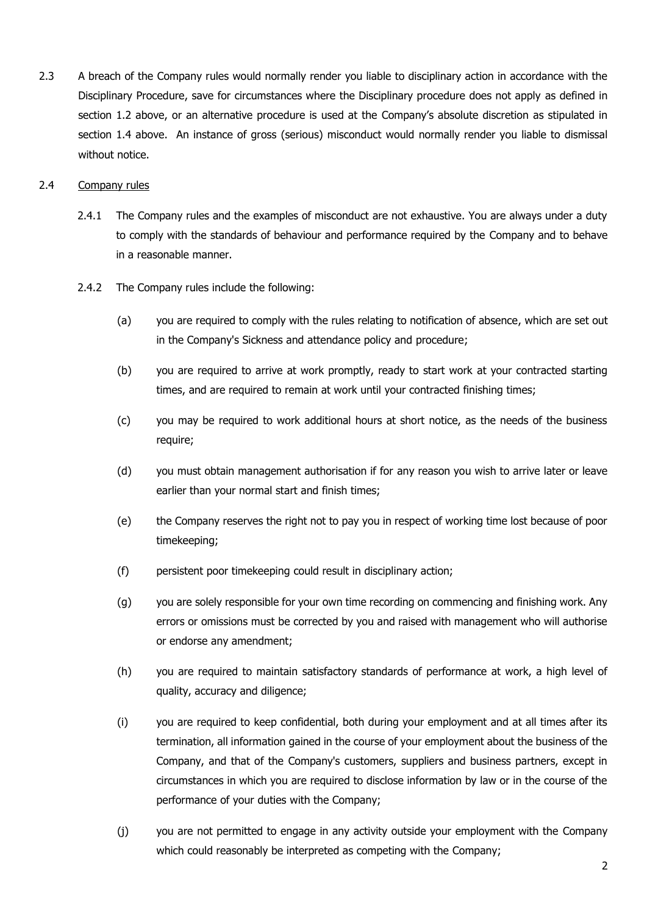2.3 A breach of the Company rules would normally render you liable to disciplinary action in accordance with the Disciplinary Procedure, save for circumstances where the Disciplinary procedure does not apply as defined in section 1.2 above, or an alternative procedure is used at the Company's absolute discretion as stipulated in section 1.4 above. An instance of gross (serious) misconduct would normally render you liable to dismissal without notice.

2.4 Company rules

2.4.1 The Company rules and the examples of misconduct are not exhaustive. You are always under a duty to comply with the standards of behaviour and performance required by the Company and to behave in a reasonable manner.

2.4.2 The Company rules include the following:

(a) you are required to comply with the rules relating to notification of absence, which are set out in the Company's Sickness and attendance policy and procedure;

(b) you are required to arrive at work promptly, ready to start work at your contracted starting times, and are required to remain at work until your contracted finishing times;

(c) you may be required to work additional hours at short notice, as the needs of the business require;

(d) you must obtain management authorisation if for any reason you wish to arrive later or leave earlier than your normal start and finish times;

(e) the Company reserves the right not to pay you in respect of working time lost because of poor timekeeping;

(f) persistent poor timekeeping could result in disciplinary action;

(g) you are solely responsible for your own time recording on commencing and finishing work. Any errors or omissions must be corrected by you and raised with management who will authorise or endorse any amendment;

(h) you are required to maintain satisfactory standards of performance at work, a high level of quality, accuracy and diligence;

(i) you are required to keep confidential, both during your employment and at all times after its termination, all information gained in the course of your employment about the business of the Company, and that of the Company's customers, suppliers and business partners, except in circumstances in which you are required to disclose information by law or in the course of the performance of your duties with the Company;

(j) you are not permitted to engage in any activity outside your employment with the Company which could reasonably be interpreted as competing with the Company;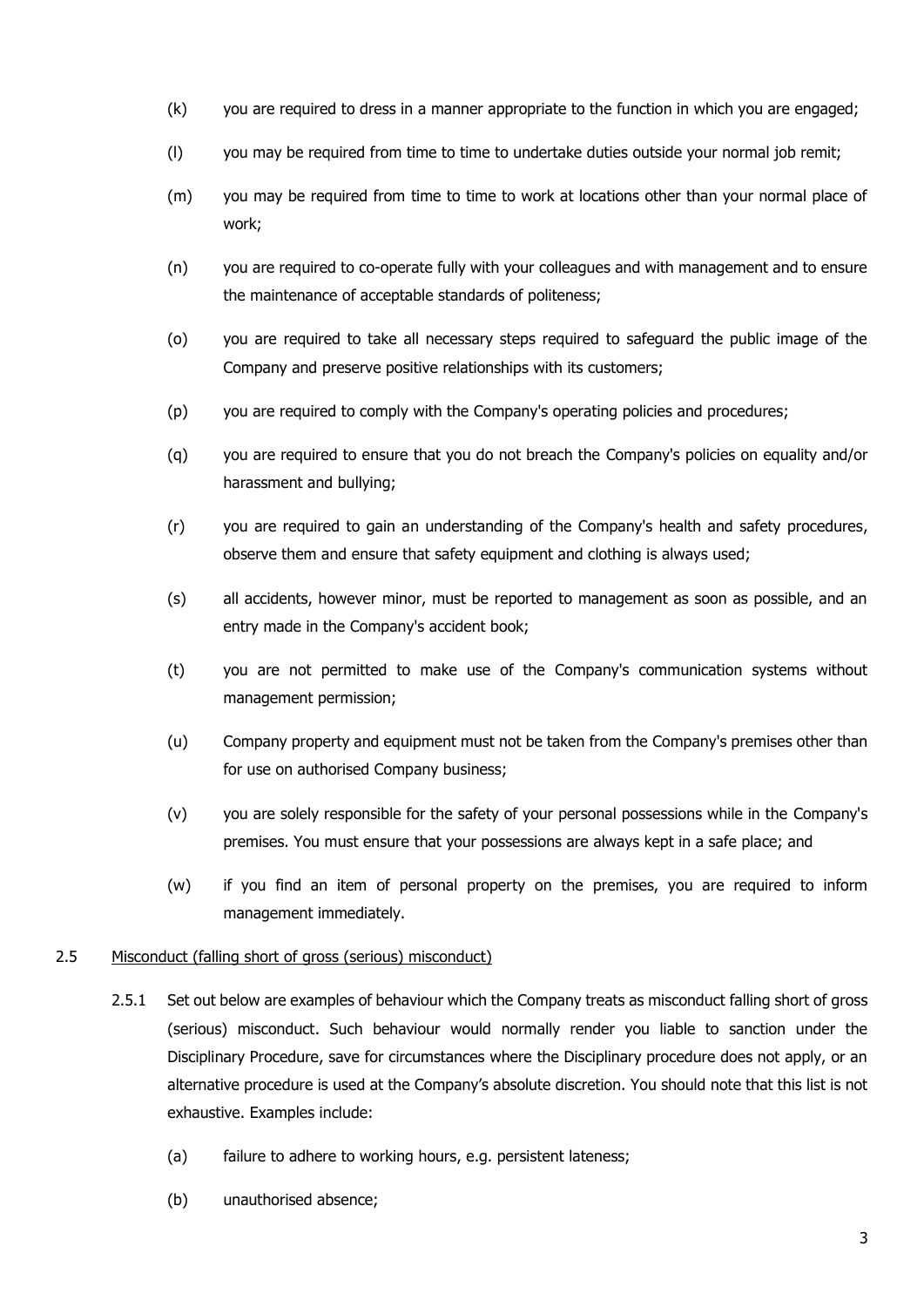(k) you are required to dress in a manner appropriate to the function in which you are engaged;

(l) you may be required from time to time to undertake duties outside your normal job remit;

(m) you may be required from time to time to work at locations other than your normal place of work;

(n) you are required to co-operate fully with your colleagues and with management and to ensure the maintenance of acceptable standards of politeness;

(o) you are required to take all necessary steps required to safeguard the public image of the Company and preserve positive relationships with its customers;

(p) you are required to comply with the Company's operating policies and procedures;

(q) you are required to ensure that you do not breach the Company's policies on equality and/or harassment and bullying;

(r) you are required to gain an understanding of the Company's health and safety procedures, observe them and ensure that safety equipment and clothing is always used;

(s) all accidents, however minor, must be reported to management as soon as possible, and an entry made in the Company's accident book;

(t) you are not permitted to make use of the Company's communication systems without management permission;

(u) Company property and equipment must not be taken from the Company's premises other than for use on authorised Company business;

(v) you are solely responsible for the safety of your personal possessions while in the Company's premises. You must ensure that your possessions are always kept in a safe place; and

(w) if you find an item of personal property on the premises, you are required to inform management immediately.

2.5 Misconduct (falling short of gross (serious) misconduct)

2.5.1 Set out below are examples of behaviour which the Company treats as misconduct falling short of gross (serious) misconduct. Such behaviour would normally render you liable to sanction under the Disciplinary Procedure, save for circumstances where the Disciplinary procedure does not apply, or an alternative procedure is used at the Company's absolute discretion. You should note that this list is not exhaustive. Examples include:

(a) failure to adhere to working hours, e.g. persistent lateness;

(b) unauthorised absence;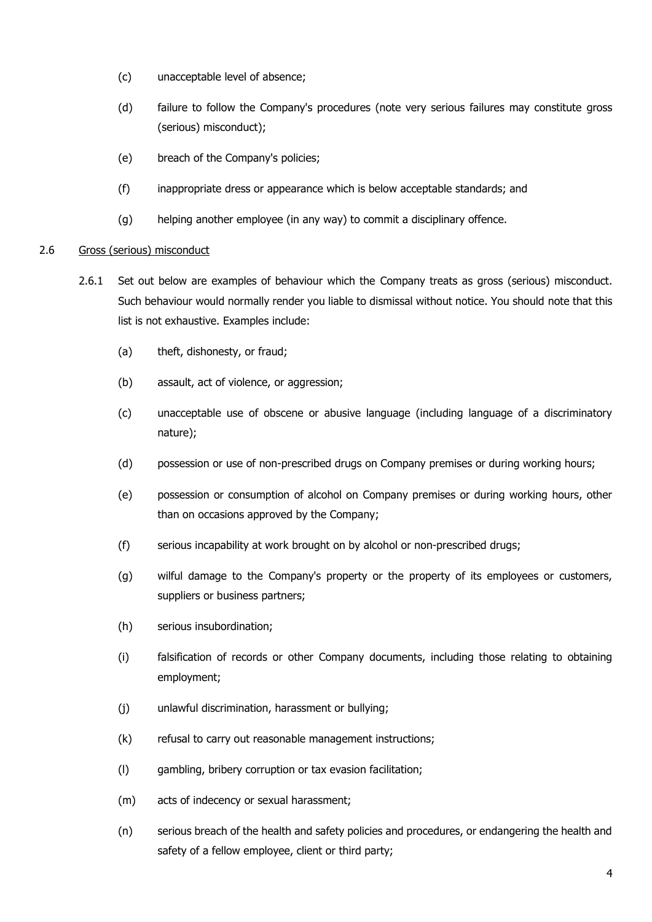(c) unacceptable level of absence;

(d) failure to follow the Company's procedures (note very serious failures may constitute gross (serious) misconduct);

(e) breach of the Company's policies;

(f) inappropriate dress or appearance which is below acceptable standards; and

(g) helping another employee (in any way) to commit a disciplinary offence.

2.6 Gross (serious) misconduct

2.6.1 Set out below are examples of behaviour which the Company treats as gross (serious) misconduct. Such behaviour would normally render you liable to dismissal without notice. You should note that this list is not exhaustive. Examples include:

(a) theft, dishonesty, or fraud;

(b) assault, act of violence, or aggression;

(c) unacceptable use of obscene or abusive language (including language of a discriminatory nature);

(d) possession or use of non-prescribed drugs on Company premises or during working hours;

(e) possession or consumption of alcohol on Company premises or during working hours, other than on occasions approved by the Company;

(f) serious incapability at work brought on by alcohol or non-prescribed drugs;

(g) wilful damage to the Company's property or the property of its employees or customers, suppliers or business partners;

(h) serious insubordination;

(i) falsification of records or other Company documents, including those relating to obtaining employment;

(j) unlawful discrimination, harassment or bullying;

(k) refusal to carry out reasonable management instructions;

(l) gambling, bribery corruption or tax evasion facilitation;

(m) acts of indecency or sexual harassment;

(n) serious breach of the health and safety policies and procedures, or endangering the health and safety of a fellow employee, client or third party;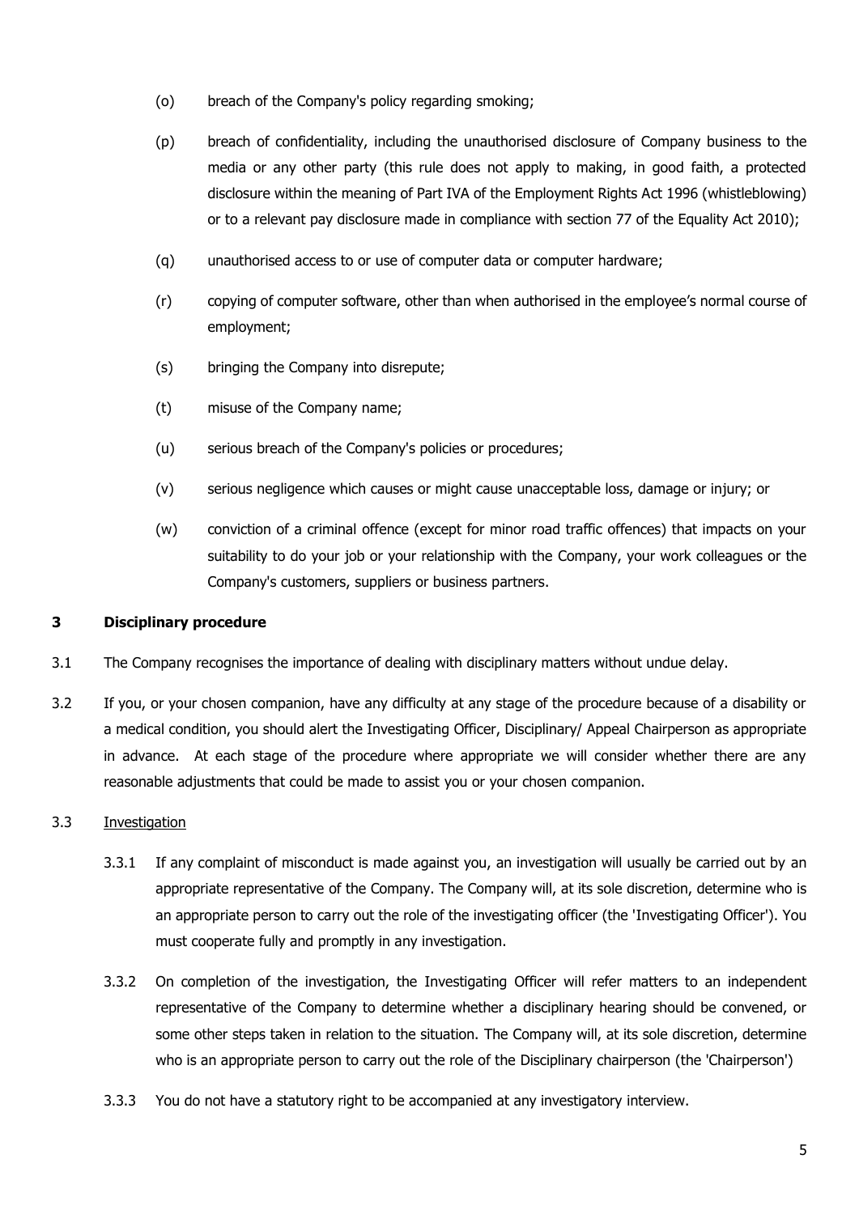(o) breach of the Company's policy regarding smoking;

(p) breach of confidentiality, including the unauthorised disclosure of Company business to the media or any other party (this rule does not apply to making, in good faith, a protected disclosure within the meaning of Part IVA of the Employment Rights Act 1996 (whistleblowing) or to a relevant pay disclosure made in compliance with section 77 of the Equality Act 2010);

(q) unauthorised access to or use of computer data or computer hardware;

(r) copying of computer software, other than when authorised in the employee's normal course of employment;

(s) bringing the Company into disrepute;

(t) misuse of the Company name;

(u) serious breach of the Company's policies or procedures;

(v) serious negligence which causes or might cause unacceptable loss, damage or injury; or

(w) conviction of a criminal offence (except for minor road traffic offences) that impacts on your suitability to do your job or your relationship with the Company, your work colleagues or the Company's customers, suppliers or business partners.

## 3 Disciplinary procedure

3.1 The Company recognises the importance of dealing with disciplinary matters without undue delay.

3.2 If you, or your chosen companion, have any difficulty at any stage of the procedure because of a disability or a medical condition, you should alert the Investigating Officer, Disciplinary/ Appeal Chairperson as appropriate in advance. At each stage of the procedure where appropriate we will consider whether there are any reasonable adjustments that could be made to assist you or your chosen companion.

3.3 Investigation

3.3.1 If any complaint of misconduct is made against you, an investigation will usually be carried out by an appropriate representative of the Company. The Company will, at its sole discretion, determine who is an appropriate person to carry out the role of the investigating officer (the 'Investigating Officer'). You must cooperate fully and promptly in any investigation.

3.3.2 On completion of the investigation, the Investigating Officer will refer matters to an independent representative of the Company to determine whether a disciplinary hearing should be convened, or some other steps taken in relation to the situation. The Company will, at its sole discretion, determine who is an appropriate person to carry out the role of the Disciplinary chairperson (the 'Chairperson')

3.3.3 You do not have a statutory right to be accompanied at any investigatory interview.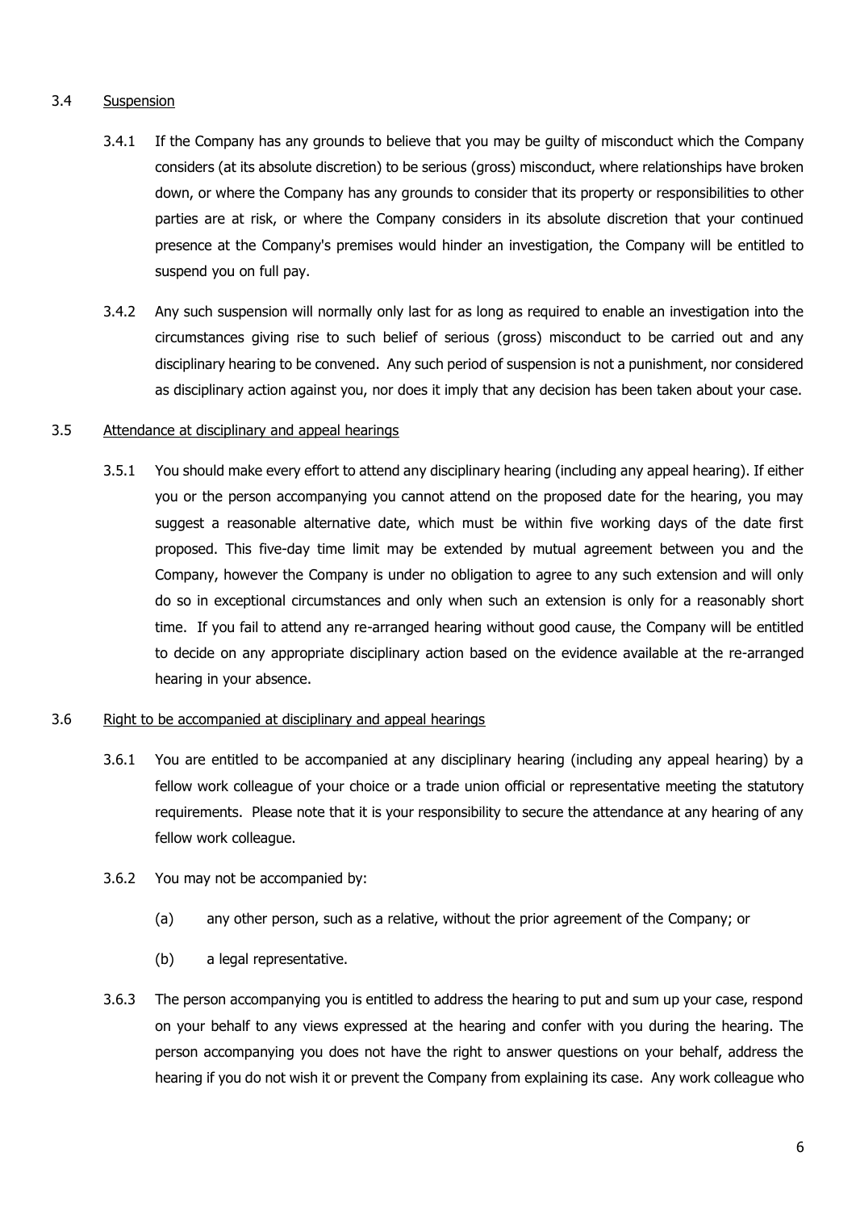### 3.4 Suspension

3.4.1 If the Company has any grounds to believe that you may be guilty of misconduct which the Company considers (at its absolute discretion) to be serious (gross) misconduct, where relationships have broken down, or where the Company has any grounds to consider that its property or responsibilities to other parties are at risk, or where the Company considers in its absolute discretion that your continued presence at the Company's premises would hinder an investigation, the Company will be entitled to suspend you on full pay.

3.4.2 Any such suspension will normally only last for as long as required to enable an investigation into the circumstances giving rise to such belief of serious (gross) misconduct to be carried out and any disciplinary hearing to be convened. Any such period of suspension is not a punishment, nor considered as disciplinary action against you, nor does it imply that any decision has been taken about your case.

### 3.5 Attendance at disciplinary and appeal hearings

3.5.1 You should make every effort to attend any disciplinary hearing (including any appeal hearing). If either you or the person accompanying you cannot attend on the proposed date for the hearing, you may suggest a reasonable alternative date, which must be within five working days of the date first proposed. This five-day time limit may be extended by mutual agreement between you and the Company, however the Company is under no obligation to agree to any such extension and will only do so in exceptional circumstances and only when such an extension is only for a reasonably short time. If you fail to attend any re-arranged hearing without good cause, the Company will be entitled to decide on any appropriate disciplinary action based on the evidence available at the re-arranged hearing in your absence.

### 3.6 Right to be accompanied at disciplinary and appeal hearings

3.6.1 You are entitled to be accompanied at any disciplinary hearing (including any appeal hearing) by a fellow work colleague of your choice or a trade union official or representative meeting the statutory requirements. Please note that it is your responsibility to secure the attendance at any hearing of any fellow work colleague.

3.6.2 You may not be accompanied by:

(a) any other person, such as a relative, without the prior agreement of the Company; or

(b) a legal representative.

3.6.3 The person accompanying you is entitled to address the hearing to put and sum up your case, respond on your behalf to any views expressed at the hearing and confer with you during the hearing. The person accompanying you does not have the right to answer questions on your behalf, address the hearing if you do not wish it or prevent the Company from explaining its case. Any work colleague who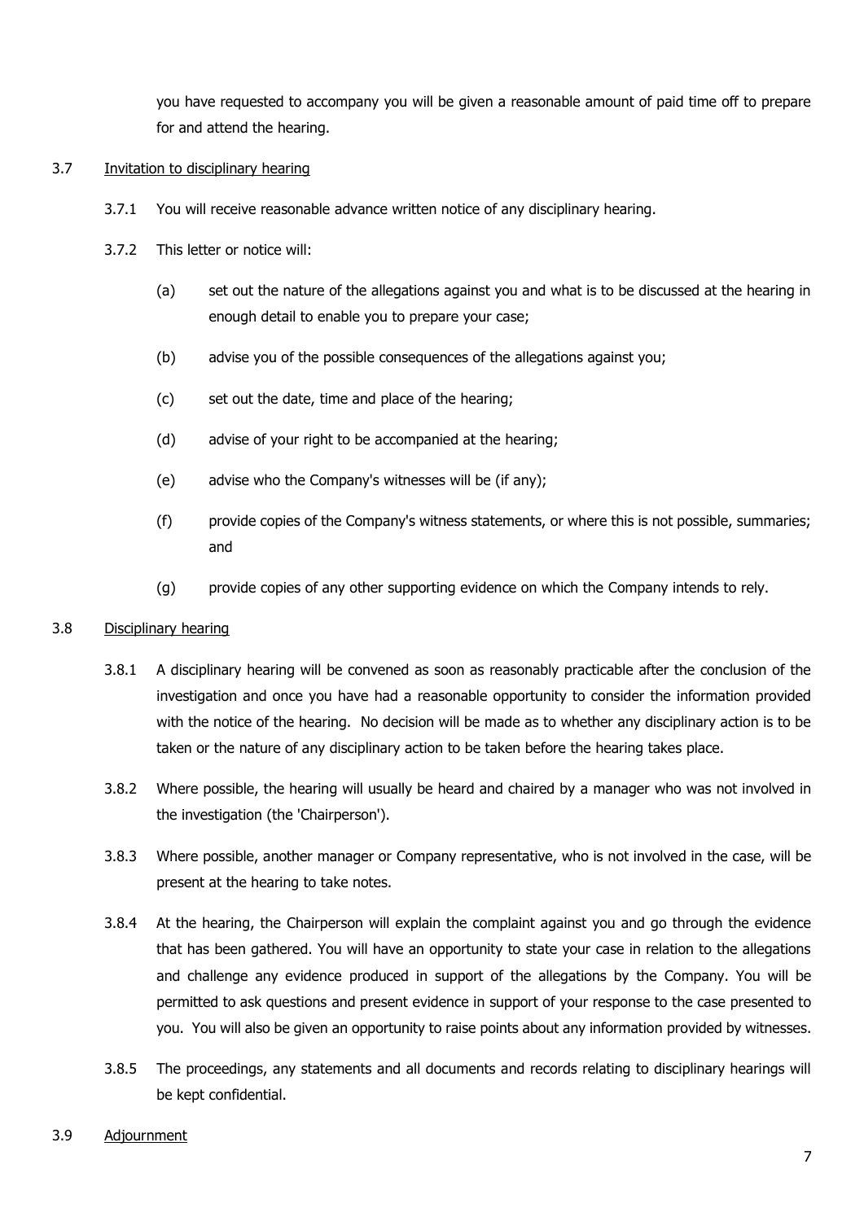you have requested to accompany you will be given a reasonable amount of paid time off to prepare for and attend the hearing.

3.7 Invitation to disciplinary hearing

3.7.1 You will receive reasonable advance written notice of any disciplinary hearing.

3.7.2 This letter or notice will:

(a) set out the nature of the allegations against you and what is to be discussed at the hearing in enough detail to enable you to prepare your case;

(b) advise you of the possible consequences of the allegations against you;

(c) set out the date, time and place of the hearing;

(d) advise of your right to be accompanied at the hearing;

(e) advise who the Company's witnesses will be (if any);

(f) provide copies of the Company's witness statements, or where this is not possible, summaries; and

(g) provide copies of any other supporting evidence on which the Company intends to rely.

3.8 Disciplinary hearing

3.8.1 A disciplinary hearing will be convened as soon as reasonably practicable after the conclusion of the investigation and once you have had a reasonable opportunity to consider the information provided with the notice of the hearing. No decision will be made as to whether any disciplinary action is to be taken or the nature of any disciplinary action to be taken before the hearing takes place.

3.8.2 Where possible, the hearing will usually be heard and chaired by a manager who was not involved in the investigation (the 'Chairperson').

3.8.3 Where possible, another manager or Company representative, who is not involved in the case, will be present at the hearing to take notes.

3.8.4 At the hearing, the Chairperson will explain the complaint against you and go through the evidence that has been gathered. You will have an opportunity to state your case in relation to the allegations and challenge any evidence produced in support of the allegations by the Company. You will be permitted to ask questions and present evidence in support of your response to the case presented to you. You will also be given an opportunity to raise points about any information provided by witnesses.

3.8.5 The proceedings, any statements and all documents and records relating to disciplinary hearings will be kept confidential.

3.9 Adjournment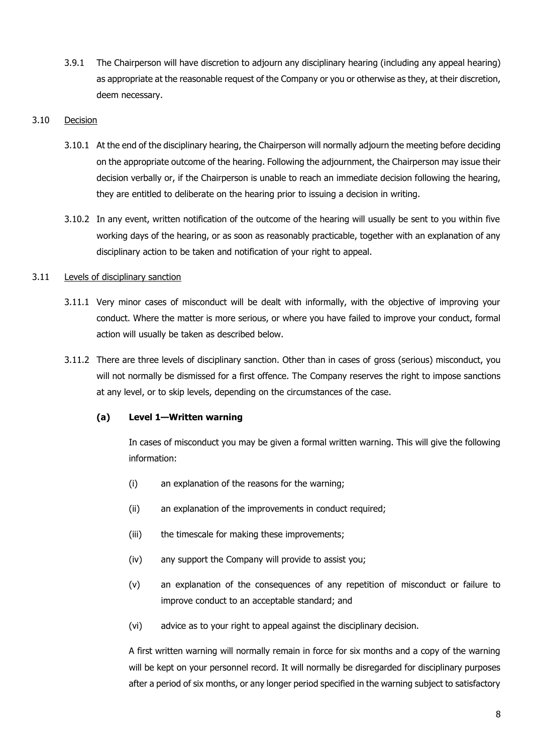3.9.1 The Chairperson will have discretion to adjourn any disciplinary hearing (including any appeal hearing) as appropriate at the reasonable request of the Company or you or otherwise as they, at their discretion, deem necessary.

3.10 <u>Decision</u>

3.10.1 At the end of the disciplinary hearing, the Chairperson will normally adjourn the meeting before deciding on the appropriate outcome of the hearing. Following the adjournment, the Chairperson may issue their decision verbally or, if the Chairperson is unable to reach an immediate decision following the hearing, they are entitled to deliberate on the hearing prior to issuing a decision in writing.

3.10.2 In any event, written notification of the outcome of the hearing will usually be sent to you within five working days of the hearing, or as soon as reasonably practicable, together with an explanation of any disciplinary action to be taken and notification of your right to appeal.

3.11 <u>Levels of disciplinary sanction</u>

3.11.1 Very minor cases of misconduct will be dealt with informally, with the objective of improving your conduct. Where the matter is more serious, or where you have failed to improve your conduct, formal action will usually be taken as described below.

3.11.2 There are three levels of disciplinary sanction. Other than in cases of gross (serious) misconduct, you will not normally be dismissed for a first offence. The Company reserves the right to impose sanctions at any level, or to skip levels, depending on the circumstances of the case.

**(a) Level 1—Written warning**

In cases of misconduct you may be given a formal written warning. This will give the following information:

(i) an explanation of the reasons for the warning;

(ii) an explanation of the improvements in conduct required;

(iii) the timescale for making these improvements;

(iv) any support the Company will provide to assist you;

(v) an explanation of the consequences of any repetition of misconduct or failure to improve conduct to an acceptable standard; and

(vi) advice as to your right to appeal against the disciplinary decision.

A first written warning will normally remain in force for six months and a copy of the warning will be kept on your personnel record. It will normally be disregarded for disciplinary purposes after a period of six months, or any longer period specified in the warning subject to satisfactory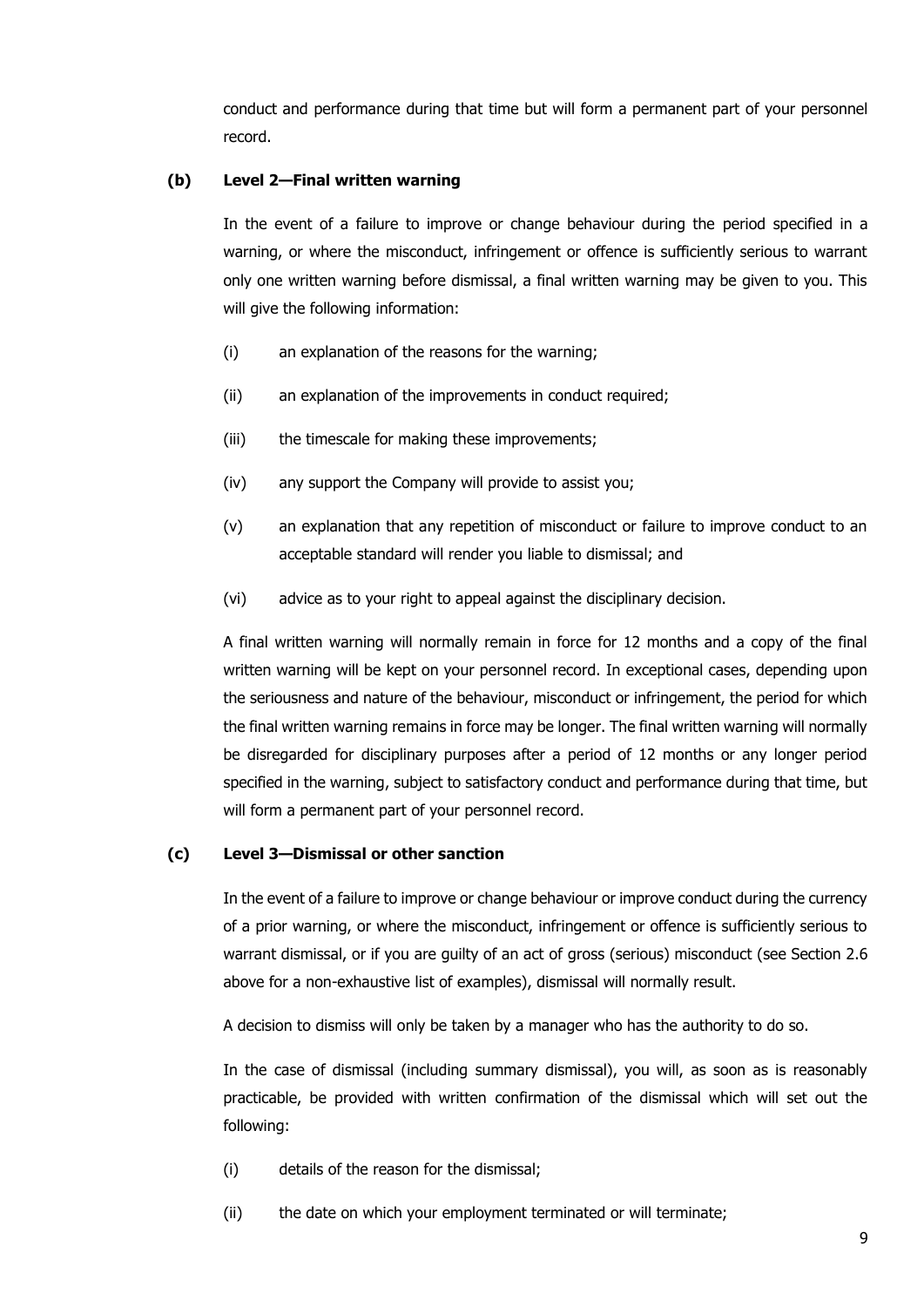conduct and performance during that time but will form a permanent part of your personnel record.

**(b) Level 2—Final written warning**

In the event of a failure to improve or change behaviour during the period specified in a warning, or where the misconduct, infringement or offence is sufficiently serious to warrant only one written warning before dismissal, a final written warning may be given to you. This will give the following information:

(i) an explanation of the reasons for the warning;

(ii) an explanation of the improvements in conduct required;

(iii) the timescale for making these improvements;

(iv) any support the Company will provide to assist you;

(v) an explanation that any repetition of misconduct or failure to improve conduct to an acceptable standard will render you liable to dismissal; and

(vi) advice as to your right to appeal against the disciplinary decision.

A final written warning will normally remain in force for 12 months and a copy of the final written warning will be kept on your personnel record. In exceptional cases, depending upon the seriousness and nature of the behaviour, misconduct or infringement, the period for which the final written warning remains in force may be longer. The final written warning will normally be disregarded for disciplinary purposes after a period of 12 months or any longer period specified in the warning, subject to satisfactory conduct and performance during that time, but will form a permanent part of your personnel record.

**(c) Level 3—Dismissal or other sanction**

In the event of a failure to improve or change behaviour or improve conduct during the currency of a prior warning, or where the misconduct, infringement or offence is sufficiently serious to warrant dismissal, or if you are guilty of an act of gross (serious) misconduct (see Section 2.6 above for a non-exhaustive list of examples), dismissal will normally result.

A decision to dismiss will only be taken by a manager who has the authority to do so.

In the case of dismissal (including summary dismissal), you will, as soon as is reasonably practicable, be provided with written confirmation of the dismissal which will set out the following:

(i) details of the reason for the dismissal;

(ii) the date on which your employment terminated or will terminate;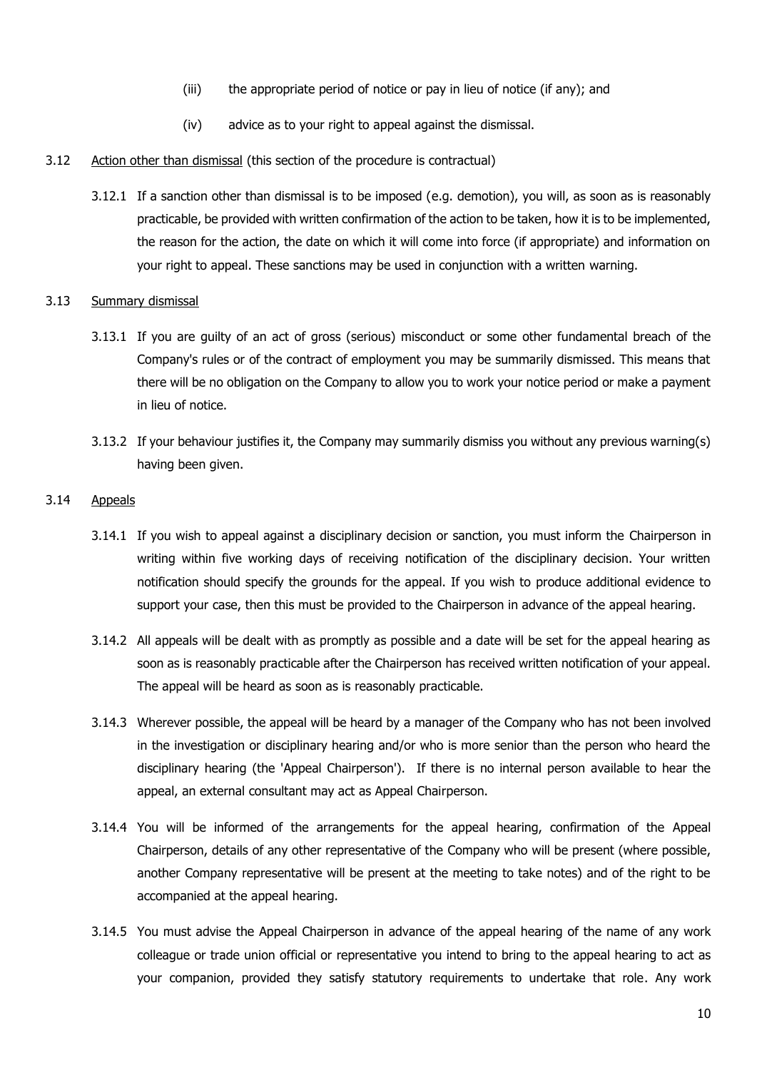(iii) the appropriate period of notice or pay in lieu of notice (if any); and

(iv) advice as to your right to appeal against the dismissal.

3.12 Action other than dismissal (this section of the procedure is contractual)

3.12.1 If a sanction other than dismissal is to be imposed (e.g. demotion), you will, as soon as is reasonably practicable, be provided with written confirmation of the action to be taken, how it is to be implemented, the reason for the action, the date on which it will come into force (if appropriate) and information on your right to appeal. These sanctions may be used in conjunction with a written warning.

3.13 Summary dismissal

3.13.1 If you are guilty of an act of gross (serious) misconduct or some other fundamental breach of the Company's rules or of the contract of employment you may be summarily dismissed. This means that there will be no obligation on the Company to allow you to work your notice period or make a payment in lieu of notice.

3.13.2 If your behaviour justifies it, the Company may summarily dismiss you without any previous warning(s) having been given.

3.14 Appeals

3.14.1 If you wish to appeal against a disciplinary decision or sanction, you must inform the Chairperson in writing within five working days of receiving notification of the disciplinary decision. Your written notification should specify the grounds for the appeal. If you wish to produce additional evidence to support your case, then this must be provided to the Chairperson in advance of the appeal hearing.

3.14.2 All appeals will be dealt with as promptly as possible and a date will be set for the appeal hearing as soon as is reasonably practicable after the Chairperson has received written notification of your appeal. The appeal will be heard as soon as is reasonably practicable.

3.14.3 Wherever possible, the appeal will be heard by a manager of the Company who has not been involved in the investigation or disciplinary hearing and/or who is more senior than the person who heard the disciplinary hearing (the 'Appeal Chairperson'). If there is no internal person available to hear the appeal, an external consultant may act as Appeal Chairperson.

3.14.4 You will be informed of the arrangements for the appeal hearing, confirmation of the Appeal Chairperson, details of any other representative of the Company who will be present (where possible, another Company representative will be present at the meeting to take notes) and of the right to be accompanied at the appeal hearing.

3.14.5 You must advise the Appeal Chairperson in advance of the appeal hearing of the name of any work colleague or trade union official or representative you intend to bring to the appeal hearing to act as your companion, provided they satisfy statutory requirements to undertake that role. Any work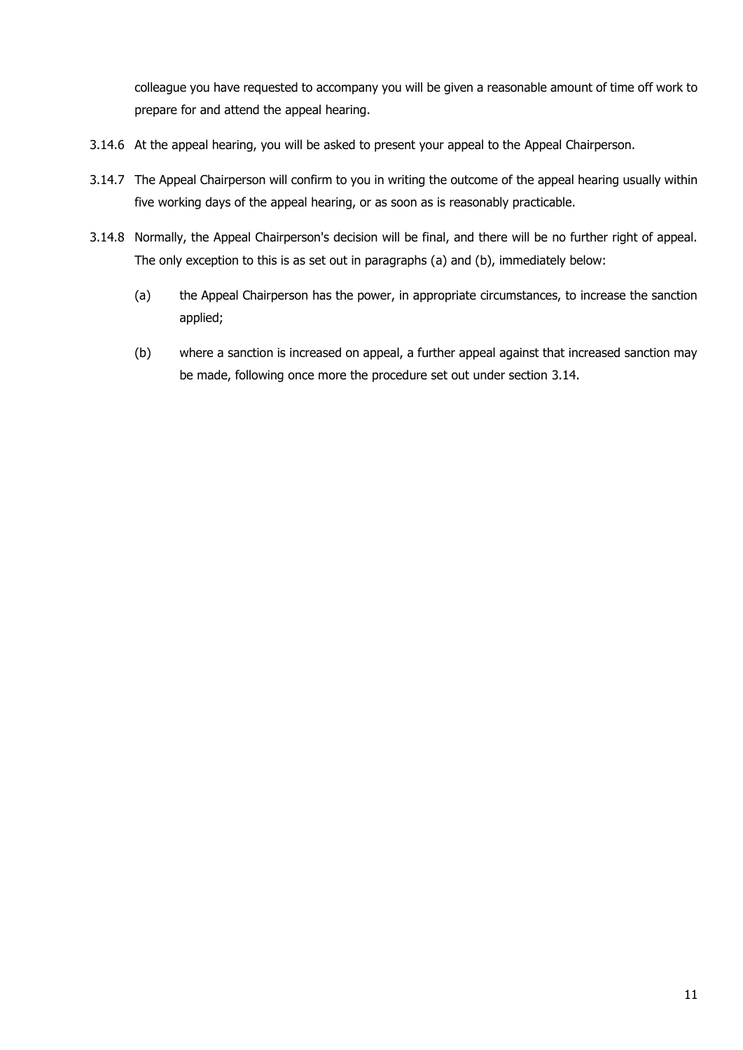colleague you have requested to accompany you will be given a reasonable amount of time off work to prepare for and attend the appeal hearing.

3.14.6 At the appeal hearing, you will be asked to present your appeal to the Appeal Chairperson.

3.14.7 The Appeal Chairperson will confirm to you in writing the outcome of the appeal hearing usually within five working days of the appeal hearing, or as soon as is reasonably practicable.

3.14.8 Normally, the Appeal Chairperson's decision will be final, and there will be no further right of appeal. The only exception to this is as set out in paragraphs (a) and (b), immediately below:

(a) the Appeal Chairperson has the power, in appropriate circumstances, to increase the sanction applied;

(b) where a sanction is increased on appeal, a further appeal against that increased sanction may be made, following once more the procedure set out under section 3.14.